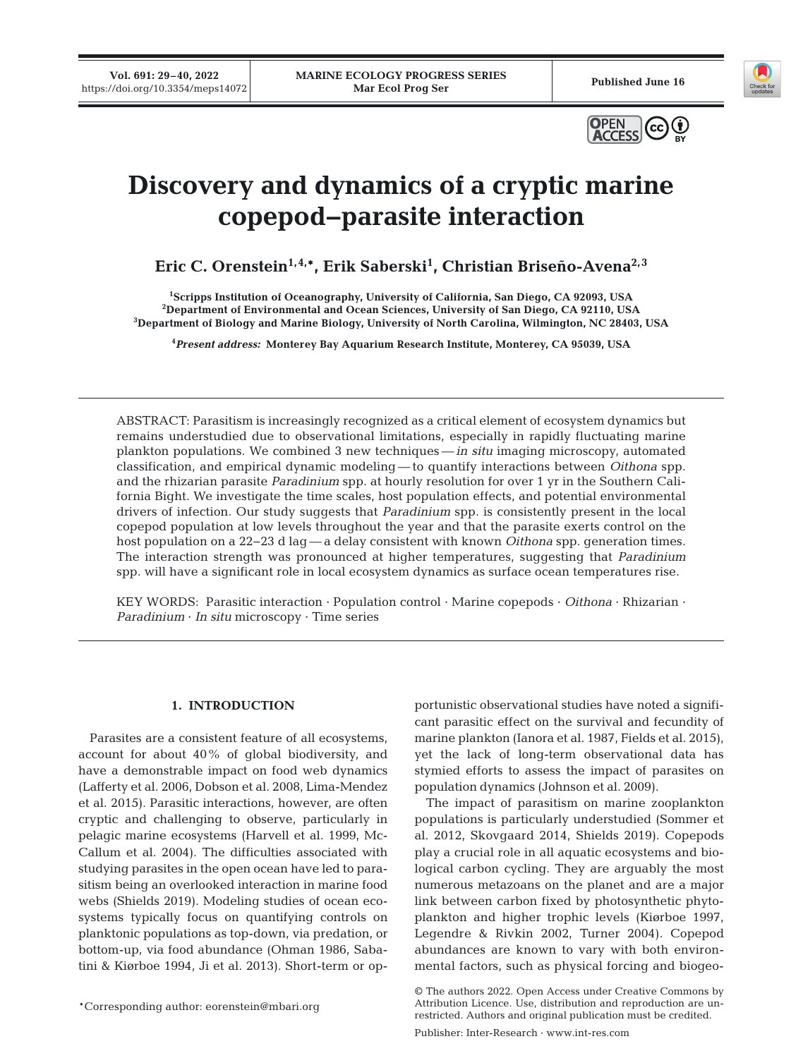# Discovery and dynamics of a cryptic marine copepod–parasite interaction

**Eric C. Orenstein[1,4,*], Erik Saberski[1], Christian Briseño-Avena[2,3]**

[1]Scripps Institution of Oceanography, University of California, San Diego, CA 92093, USA
[2]Department of Environmental and Ocean Sciences, University of San Diego, CA 92110, USA
[3]Department of Biology and Marine Biology, University of North Carolina, Wilmington, NC 28403, USA

[4]*Present address:* Monterey Bay Aquarium Research Institute, Monterey, CA 95039, USA

ABSTRACT: Parasitism is increasingly recognized as a critical element of ecosystem dynamics but remains understudied due to observational limitations, especially in rapidly fluctuating marine plankton populations. We combined 3 new techniques — *in situ* imaging microscopy, automated classification, and empirical dynamic modeling — to quantify interactions between *Oithona* spp. and the rhizarian parasite *Paradinium* spp. at hourly resolution for over 1 yr in the Southern California Bight. We investigate the time scales, host population effects, and potential environmental drivers of infection. Our study suggests that *Paradinium* spp. is consistently present in the local copepod population at low levels throughout the year and that the parasite exerts control on the host population on a 22–23 d lag — a delay consistent with known *Oithona* spp. generation times. The interaction strength was pronounced at higher temperatures, suggesting that *Paradinium* spp. will have a significant role in local ecosystem dynamics as surface ocean temperatures rise.

KEY WORDS: Parasitic interaction · Population control · Marine copepods · *Oithona* · Rhizarian · *Paradinium* · *In situ* microscopy · Time series

## 1. INTRODUCTION

Parasites are a consistent feature of all ecosystems, account for about 40% of global biodiversity, and have a demonstrable impact on food web dynamics (Lafferty et al. 2006, Dobson et al. 2008, Lima-Mendez et al. 2015). Parasitic interactions, however, are often cryptic and challenging to observe, particularly in pelagic marine ecosystems (Harvell et al. 1999, McCallum et al. 2004). The difficulties associated with studying parasites in the open ocean have led to parasitism being an overlooked interaction in marine food webs (Shields 2019). Modeling studies of ocean ecosystems typically focus on quantifying controls on planktonic populations as top-down, via predation, or bottom-up, via food abundance (Ohman 1986, Sabatini & Kiørboe 1994, Ji et al. 2013). Short-term or opportunistic observational studies have noted a significant parasitic effect on the survival and fecundity of marine plankton (Ianora et al. 1987, Fields et al. 2015), yet the lack of long-term observational data has stymied efforts to assess the impact of parasites on population dynamics (Johnson et al. 2009).

The impact of parasitism on marine zooplankton populations is particularly understudied (Sommer et al. 2012, Skovgaard 2014, Shields 2019). Copepods play a crucial role in all aquatic ecosystems and biological carbon cycling. They are arguably the most numerous metazoans on the planet and are a major link between carbon fixed by photosynthetic phytoplankton and higher trophic levels (Kiørboe 1997, Legendre & Rivkin 2002, Turner 2004). Copepod abundances are known to vary with both environmental factors, such as physical forcing and biogeo-

*Corresponding author: eorenstein@mbari.org

© The authors 2022. Open Access under Creative Commons by Attribution Licence. Use, distribution and reproduction are unrestricted. Authors and original publication must be credited.

Publisher: Inter-Research · www.int-res.com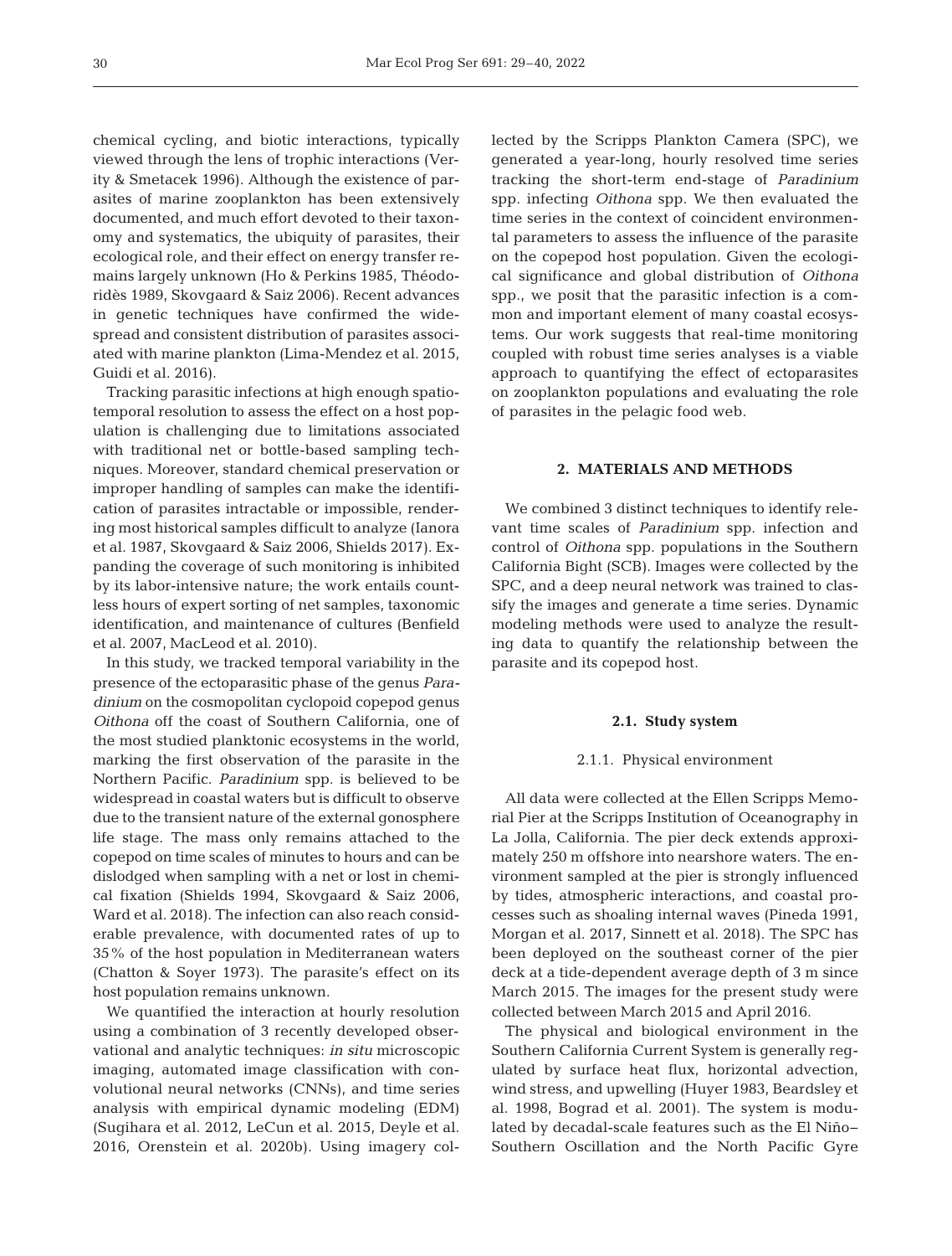chemical cycling, and biotic interactions, typically viewed through the lens of trophic interactions (Verity & Smetacek 1996). Although the existence of parasites of marine zooplankton has been extensively documented, and much effort devoted to their taxonomy and systematics, the ubiquity of parasites, their ecological role, and their effect on energy transfer remains largely unknown (Ho & Perkins 1985, Théodoridès 1989, Skovgaard & Saiz 2006). Recent advances in genetic techniques have confirmed the widespread and consistent distribution of parasites associated with marine plankton (Lima-Mendez et al. 2015, Guidi et al. 2016).

Tracking parasitic infections at high enough spatiotemporal resolution to assess the effect on a host population is challenging due to limitations associated with traditional net or bottle-based sampling techniques. Moreover, standard chemical preservation or improper handling of samples can make the identification of parasites intractable or impossible, rendering most historical samples difficult to analyze (Ianora et al. 1987, Skovgaard & Saiz 2006, Shields 2017). Expanding the coverage of such monitoring is inhibited by its labor-intensive nature; the work entails countless hours of expert sorting of net samples, taxonomic identification, and maintenance of cultures (Benfield et al. 2007, MacLeod et al. 2010).

In this study, we tracked temporal variability in the presence of the ectoparasitic phase of the genus *Paradinium* on the cosmopolitan cyclopoid copepod genus *Oithona* off the coast of Southern California, one of the most studied planktonic ecosystems in the world, marking the first observation of the parasite in the Northern Pacific. *Paradinium* spp. is believed to be widespread in coastal waters but is difficult to observe due to the transient nature of the external gonosphere life stage. The mass only remains attached to the copepod on time scales of minutes to hours and can be dislodged when sampling with a net or lost in chemical fixation (Shields 1994, Skovgaard & Saiz 2006, Ward et al. 2018). The infection can also reach considerable prevalence, with documented rates of up to 35% of the host population in Mediterranean waters (Chatton & Soyer 1973). The parasite's effect on its host population remains unknown.

We quantified the interaction at hourly resolution using a combination of 3 recently developed observational and analytic techniques: *in situ* microscopic imaging, automated image classification with convolutional neural networks (CNNs), and time series analysis with empirical dynamic modeling (EDM) (Sugihara et al. 2012, LeCun et al. 2015, Deyle et al. 2016, Orenstein et al. 2020b). Using imagery collected by the Scripps Plankton Camera (SPC), we generated a year-long, hourly resolved time series tracking the short-term end-stage of *Paradinium* spp. infecting *Oithona* spp. We then evaluated the time series in the context of coincident environmental parameters to assess the influence of the parasite on the copepod host population. Given the ecological significance and global distribution of *Oithona* spp., we posit that the parasitic infection is a common and important element of many coastal ecosystems. Our work suggests that real-time monitoring coupled with robust time series analyses is a viable approach to quantifying the effect of ectoparasites on zooplankton populations and evaluating the role of parasites in the pelagic food web.

## 2. MATERIALS AND METHODS

We combined 3 distinct techniques to identify relevant time scales of *Paradinium* spp. infection and control of *Oithona* spp. populations in the Southern California Bight (SCB). Images were collected by the SPC, and a deep neural network was trained to classify the images and generate a time series. Dynamic modeling methods were used to analyze the resulting data to quantify the relationship between the parasite and its copepod host.

### 2.1. Study system

#### 2.1.1. Physical environment

All data were collected at the Ellen Scripps Memorial Pier at the Scripps Institution of Oceanography in La Jolla, California. The pier deck extends approximately 250 m offshore into nearshore waters. The environment sampled at the pier is strongly influenced by tides, atmospheric interactions, and coastal processes such as shoaling internal waves (Pineda 1991, Morgan et al. 2017, Sinnett et al. 2018). The SPC has been deployed on the southeast corner of the pier deck at a tide-dependent average depth of 3 m since March 2015. The images for the present study were collected between March 2015 and April 2016.

The physical and biological environment in the Southern California Current System is generally regulated by surface heat flux, horizontal advection, wind stress, and upwelling (Huyer 1983, Beardsley et al. 1998, Bograd et al. 2001). The system is modulated by decadal-scale features such as the El Niño–Southern Oscillation and the North Pacific Gyre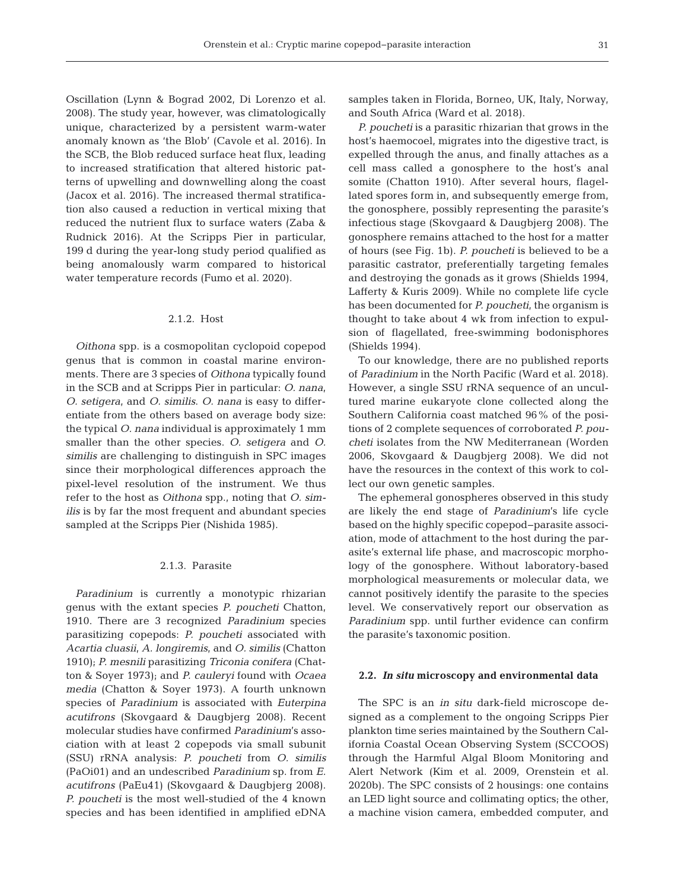Oscillation (Lynn & Bograd 2002, Di Lorenzo et al. 2008). The study year, however, was climatologically unique, characterized by a persistent warm-water anomaly known as 'the Blob' (Cavole et al. 2016). In the SCB, the Blob reduced surface heat flux, leading to increased stratification that altered historic patterns of upwelling and downwelling along the coast (Jacox et al. 2016). The increased thermal stratification also caused a reduction in vertical mixing that reduced the nutrient flux to surface waters (Zaba & Rudnick 2016). At the Scripps Pier in particular, 199 d during the year-long study period qualified as being anomalously warm compared to historical water temperature records (Fumo et al. 2020).

#### 2.1.2. Host

*Oithona* spp. is a cosmopolitan cyclopoid copepod genus that is common in coastal marine environments. There are 3 species of *Oithona* typically found in the SCB and at Scripps Pier in particular: *O. nana*, *O. setigera*, and *O. similis*. *O. nana* is easy to differentiate from the others based on average body size: the typical *O. nana* individual is approximately 1 mm smaller than the other species. *O. setigera* and *O. similis* are challenging to distinguish in SPC images since their morphological differences approach the pixel-level resolution of the instrument. We thus refer to the host as *Oithona* spp., noting that *O. similis* is by far the most frequent and abundant species sampled at the Scripps Pier (Nishida 1985).

#### 2.1.3. Parasite

*Paradinium* is currently a monotypic rhizarian genus with the extant species *P. poucheti* Chatton, 1910. There are 3 recognized *Paradinium* species parasitizing copepods: *P. poucheti* associated with *Acartia cluasii*, *A. longiremis*, and *O. similis* (Chatton 1910); *P. mesnili* parasitizing *Triconia conifera* (Chatton & Soyer 1973); and *P. cauleryi* found with *Ocaea media* (Chatton & Soyer 1973). A fourth unknown species of *Paradinium* is associated with *Euterpina acutifrons* (Skovgaard & Daugbjerg 2008). Recent molecular studies have confirmed *Paradinium*'s association with at least 2 copepods via small subunit (SSU) rRNA analysis: *P. poucheti* from *O. similis* (PaOi01) and an undescribed *Paradinium* sp. from *E. acutifrons* (PaEu41) (Skovgaard & Daugbjerg 2008). *P. poucheti* is the most well-studied of the 4 known species and has been identified in amplified eDNA samples taken in Florida, Borneo, UK, Italy, Norway, and South Africa (Ward et al. 2018).

*P. poucheti* is a parasitic rhizarian that grows in the host's haemocoel, migrates into the digestive tract, is expelled through the anus, and finally attaches as a cell mass called a gonosphere to the host's anal somite (Chatton 1910). After several hours, flagellated spores form in, and subsequently emerge from, the gonosphere, possibly representing the parasite's infectious stage (Skovgaard & Daugbjerg 2008). The gonosphere remains attached to the host for a matter of hours (see Fig. 1b). *P. poucheti* is believed to be a parasitic castrator, preferentially targeting females and destroying the gonads as it grows (Shields 1994, Lafferty & Kuris 2009). While no complete life cycle has been documented for *P. poucheti*, the organism is thought to take about 4 wk from infection to expulsion of flagellated, free-swimming bodonisphores (Shields 1994).

To our knowledge, there are no published reports of *Paradinium* in the North Pacific (Ward et al. 2018). However, a single SSU rRNA sequence of an uncultured marine eukaryote clone collected along the Southern California coast matched 96% of the positions of 2 complete sequences of corroborated *P. poucheti* isolates from the NW Mediterranean (Worden 2006, Skovgaard & Daugbjerg 2008). We did not have the resources in the context of this work to collect our own genetic samples.

The ephemeral gonospheres observed in this study are likely the end stage of *Paradinium*'s life cycle based on the highly specific copepod–parasite association, mode of attachment to the host during the parasite's external life phase, and macroscopic morphology of the gonosphere. Without laboratory-based morphological measurements or molecular data, we cannot positively identify the parasite to the species level. We conservatively report our observation as *Paradinium* spp. until further evidence can confirm the parasite's taxonomic position.

### 2.2. *In situ* microscopy and environmental data

The SPC is an *in situ* dark-field microscope designed as a complement to the ongoing Scripps Pier plankton time series maintained by the Southern California Coastal Ocean Observing System (SCCOOS) through the Harmful Algal Bloom Monitoring and Alert Network (Kim et al. 2009, Orenstein et al. 2020b). The SPC consists of 2 housings: one contains an LED light source and collimating optics; the other, a machine vision camera, embedded computer, and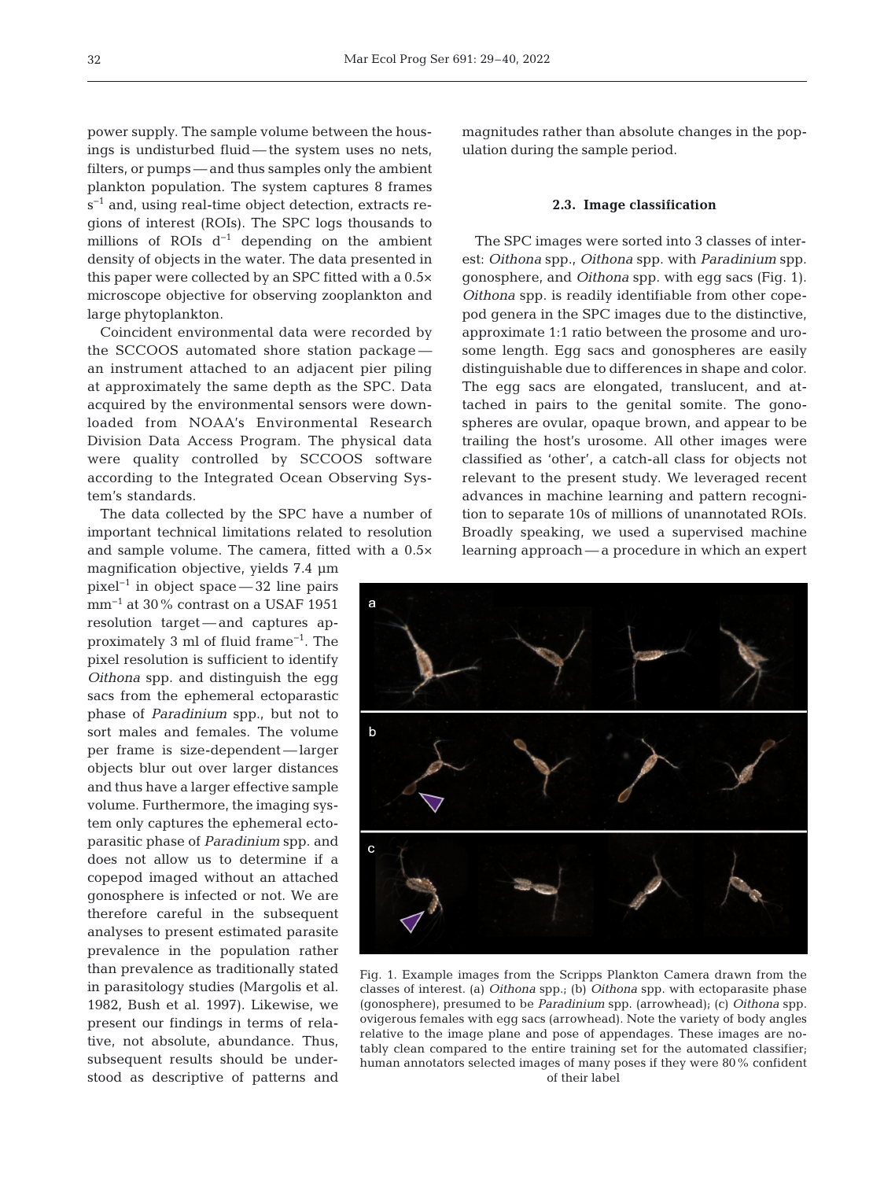power supply. The sample volume between the housings is undisturbed fluid — the system uses no nets, filters, or pumps — and thus samples only the ambient plankton population. The system captures 8 frames $s^{-1}$ and, using real-time object detection, extracts regions of interest (ROIs). The SPC logs thousands to millions of ROIs $d^{-1}$ depending on the ambient density of objects in the water. The data presented in this paper were collected by an SPC fitted with a 0.5× microscope objective for observing zooplankton and large phytoplankton.

Coincident environmental data were recorded by the SCCOOS automated shore station package — an instrument attached to an adjacent pier piling at approximately the same depth as the SPC. Data acquired by the environmental sensors were downloaded from NOAA's Environmental Research Division Data Access Program. The physical data were quality controlled by SCCOOS software according to the Integrated Ocean Observing System's standards.

The data collected by the SPC have a number of important technical limitations related to resolution and sample volume. The camera, fitted with a 0.5× magnification objective, yields 7.4 µm $pixel^{-1}$ in object space — 32 line pairs $mm^{-1}$ at 30% contrast on a USAF 1951 resolution target — and captures approximately 3 ml of fluid $frame^{-1}$. The pixel resolution is sufficient to identify *Oithona* spp. and distinguish the egg sacs from the ephemeral ectoparastic phase of *Paradinium* spp., but not to sort males and females. The volume per frame is size-dependent — larger objects blur out over larger distances and thus have a larger effective sample volume. Furthermore, the imaging system only captures the ephemeral ectoparasitic phase of *Paradinium* spp. and does not allow us to determine if a copepod imaged without an attached gonosphere is infected or not. We are therefore careful in the subsequent analyses to present estimated parasite prevalence in the population rather than prevalence as traditionally stated in parasitology studies (Margolis et al. 1982, Bush et al. 1997). Likewise, we present our findings in terms of relative, not absolute, abundance. Thus, subsequent results should be understood as descriptive of patterns and magnitudes rather than absolute changes in the population during the sample period.

### 2.3. Image classification

The SPC images were sorted into 3 classes of interest: *Oithona* spp., *Oithona* spp. with *Paradinium* spp. gonosphere, and *Oithona* spp. with egg sacs (Fig. 1). *Oithona* spp. is readily identifiable from other copepod genera in the SPC images due to the distinctive, approximate 1:1 ratio between the prosome and urosome length. Egg sacs and gonospheres are easily distinguishable due to differences in shape and color. The egg sacs are elongated, translucent, and attached in pairs to the genital somite. The gonospheres are ovular, opaque brown, and appear to be trailing the host's urosome. All other images were classified as 'other', a catch-all class for objects not relevant to the present study. We leveraged recent advances in machine learning and pattern recognition to separate 10s of millions of unannotated ROIs. Broadly speaking, we used a supervised machine learning approach — a procedure in which an expert

Fig. 1. Example images from the Scripps Plankton Camera drawn from the classes of interest. (a) *Oithona* spp.; (b) *Oithona* spp. with ectoparasite phase (gonosphere), presumed to be *Paradinium* spp. (arrowhead); (c) *Oithona* spp. ovigerous females with egg sacs (arrowhead). Note the variety of body angles relative to the image plane and pose of appendages. These images are notably clean compared to the entire training set for the automated classifier; human annotators selected images of many poses if they were 80% confident of their label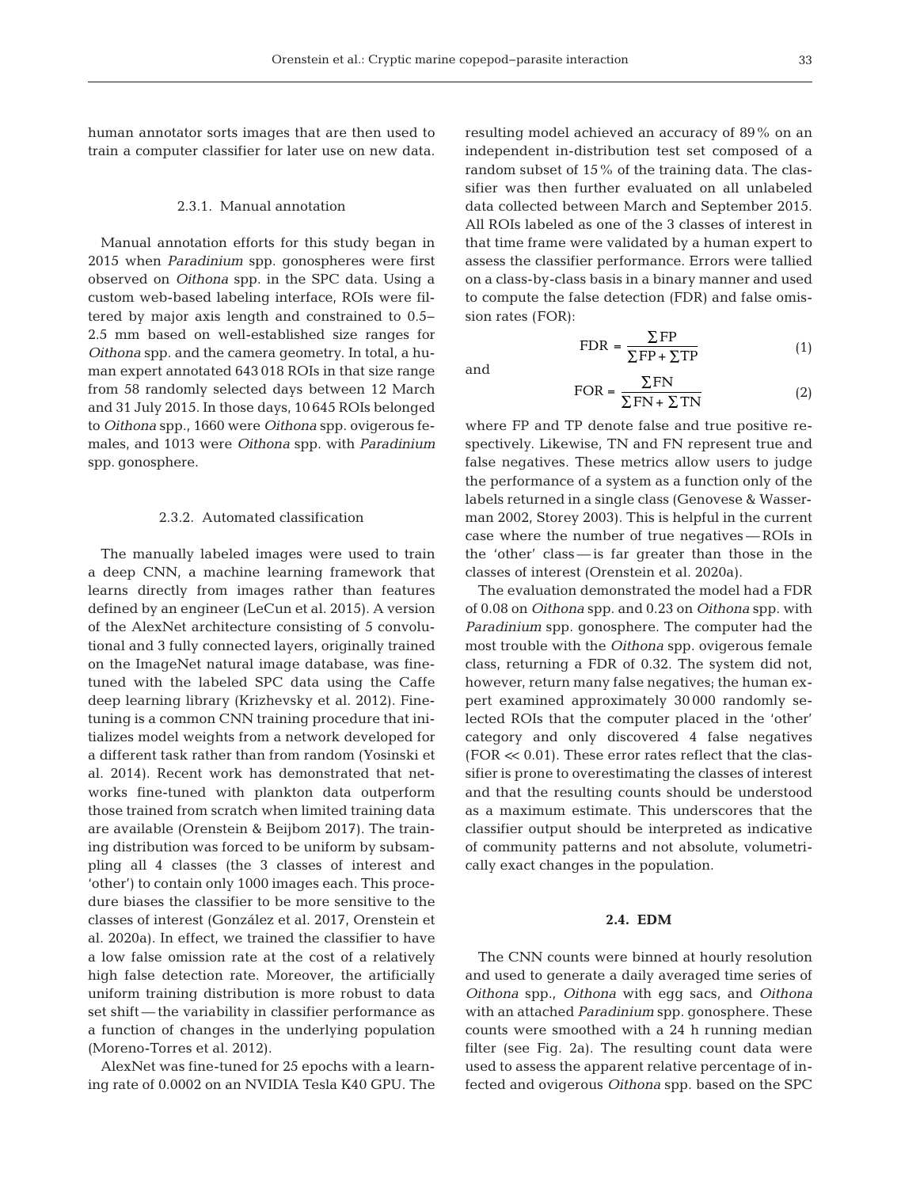human annotator sorts images that are then used to train a computer classifier for later use on new data.

### 2.3.1. Manual annotation

Manual annotation efforts for this study began in 2015 when *Paradinium* spp. gonospheres were first observed on *Oithona* spp. in the SPC data. Using a custom web-based labeling interface, ROIs were filtered by major axis length and constrained to 0.5–2.5 mm based on well-established size ranges for *Oithona* spp. and the camera geometry. In total, a human expert annotated 643 018 ROIs in that size range from 58 randomly selected days between 12 March and 31 July 2015. In those days, 10 645 ROIs belonged to *Oithona* spp., 1660 were *Oithona* spp. ovigerous females, and 1013 were *Oithona* spp. with *Paradinium* spp. gonosphere.

### 2.3.2. Automated classification

The manually labeled images were used to train a deep CNN, a machine learning framework that learns directly from images rather than features defined by an engineer (LeCun et al. 2015). A version of the AlexNet architecture consisting of 5 convolutional and 3 fully connected layers, originally trained on the ImageNet natural image database, was fine-tuned with the labeled SPC data using the Caffe deep learning library (Krizhevsky et al. 2012). Fine-tuning is a common CNN training procedure that initializes model weights from a network developed for a different task rather than from random (Yosinski et al. 2014). Recent work has demonstrated that networks fine-tuned with plankton data outperform those trained from scratch when limited training data are available (Orenstein & Beijbom 2017). The training distribution was forced to be uniform by subsampling all 4 classes (the 3 classes of interest and 'other') to contain only 1000 images each. This procedure biases the classifier to be more sensitive to the classes of interest (González et al. 2017, Orenstein et al. 2020a). In effect, we trained the classifier to have a low false omission rate at the cost of a relatively high false detection rate. Moreover, the artificially uniform training distribution is more robust to data set shift — the variability in classifier performance as a function of changes in the underlying population (Moreno-Torres et al. 2012).

AlexNet was fine-tuned for 25 epochs with a learning rate of 0.0002 on an NVIDIA Tesla K40 GPU. The resulting model achieved an accuracy of 89% on an independent in-distribution test set composed of a random subset of 15% of the training data. The classifier was then further evaluated on all unlabeled data collected between March and September 2015. All ROIs labeled as one of the 3 classes of interest in that time frame were validated by a human expert to assess the classifier performance. Errors were tallied on a class-by-class basis in a binary manner and used to compute the false detection (FDR) and false omission rates (FOR):

$$\text{FDR} = \frac{\sum \text{FP}}{\sum \text{FP} + \sum \text{TP}} \tag{1}$$

and

$$\text{FOR} = \frac{\sum \text{FN}}{\sum \text{FN} + \sum \text{TN}} \tag{2}$$

where FP and TP denote false and true positive respectively. Likewise, TN and FN represent true and false negatives. These metrics allow users to judge the performance of a system as a function only of the labels returned in a single class (Genovese & Wasserman 2002, Storey 2003). This is helpful in the current case where the number of true negatives — ROIs in the 'other' class — is far greater than those in the classes of interest (Orenstein et al. 2020a).

The evaluation demonstrated the model had a FDR of 0.08 on *Oithona* spp. and 0.23 on *Oithona* spp. with *Paradinium* spp. gonosphere. The computer had the most trouble with the *Oithona* spp. ovigerous female class, returning a FDR of 0.32. The system did not, however, return many false negatives; the human expert examined approximately 30 000 randomly selected ROIs that the computer placed in the 'other' category and only discovered 4 false negatives (FOR $\ll$ 0.01). These error rates reflect that the classifier is prone to overestimating the classes of interest and that the resulting counts should be understood as a maximum estimate. This underscores that the classifier output should be interpreted as indicative of community patterns and not absolute, volumetrically exact changes in the population.

## 2.4. EDM

The CNN counts were binned at hourly resolution and used to generate a daily averaged time series of *Oithona* spp., *Oithona* with egg sacs, and *Oithona* with an attached *Paradinium* spp. gonosphere. These counts were smoothed with a 24 h running median filter (see Fig. 2a). The resulting count data were used to assess the apparent relative percentage of infected and ovigerous *Oithona* spp. based on the SPC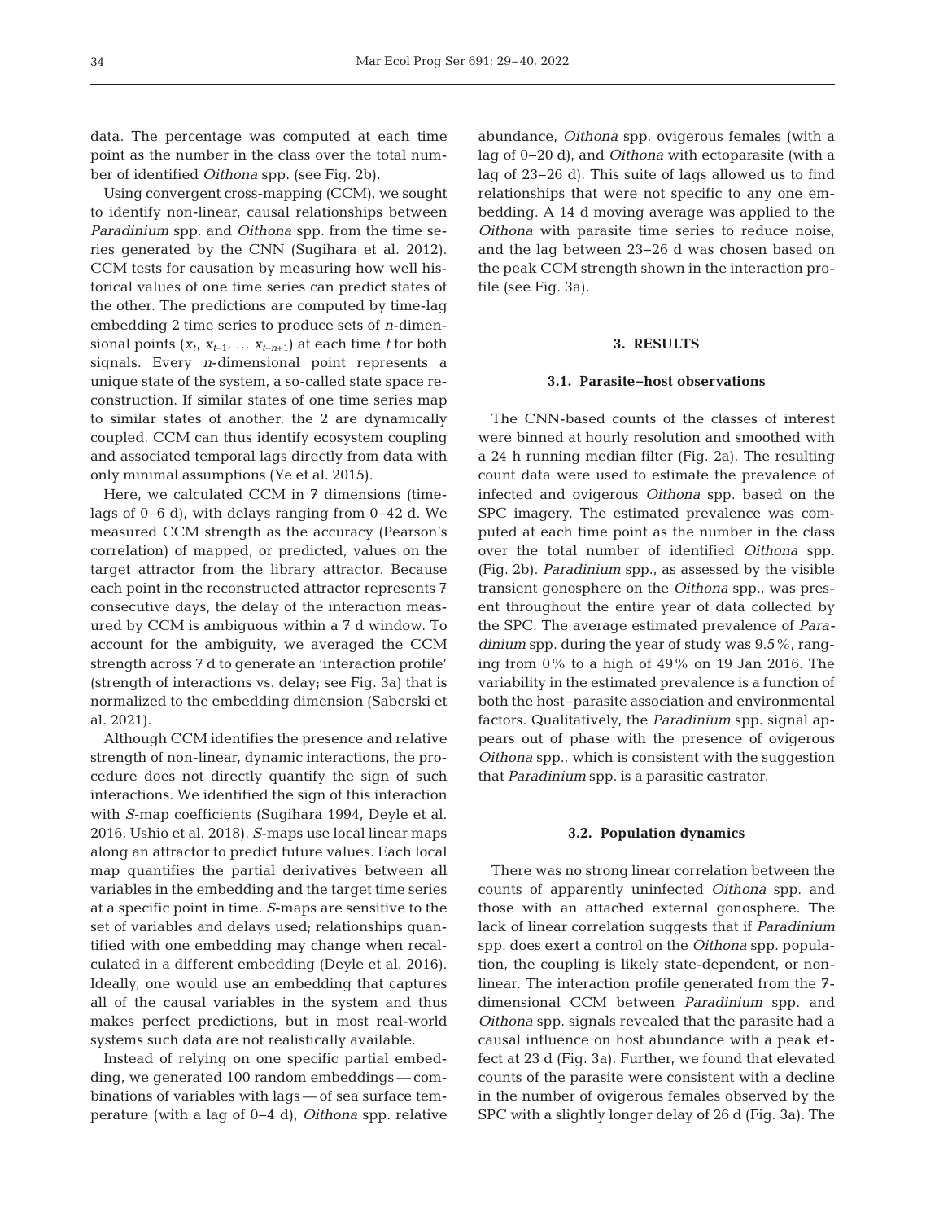data. The percentage was computed at each time point as the number in the class over the total number of identified *Oithona* spp. (see Fig. 2b).

Using convergent cross-mapping (CCM), we sought to identify non-linear, causal relationships between *Paradinium* spp. and *Oithona* spp. from the time series generated by the CNN (Sugihara et al. 2012). CCM tests for causation by measuring how well historical values of one time series can predict states of the other. The predictions are computed by time-lag embedding 2 time series to produce sets of *n*-dimensional points ($x_t$, $x_{t-1}$, ... $x_{t-n+1}$) at each time *t* for both signals. Every *n*-dimensional point represents a unique state of the system, a so-called state space reconstruction. If similar states of one time series map to similar states of another, the 2 are dynamically coupled. CCM can thus identify ecosystem coupling and associated temporal lags directly from data with only minimal assumptions (Ye et al. 2015).

Here, we calculated CCM in 7 dimensions (time-lags of 0–6 d), with delays ranging from 0–42 d. We measured CCM strength as the accuracy (Pearson's correlation) of mapped, or predicted, values on the target attractor from the library attractor. Because each point in the reconstructed attractor represents 7 consecutive days, the delay of the interaction measured by CCM is ambiguous within a 7 d window. To account for the ambiguity, we averaged the CCM strength across 7 d to generate an 'interaction profile' (strength of interactions vs. delay; see Fig. 3a) that is normalized to the embedding dimension (Saberski et al. 2021).

Although CCM identifies the presence and relative strength of non-linear, dynamic interactions, the procedure does not directly quantify the sign of such interactions. We identified the sign of this interaction with *S*-map coefficients (Sugihara 1994, Deyle et al. 2016, Ushio et al. 2018). *S*-maps use local linear maps along an attractor to predict future values. Each local map quantifies the partial derivatives between all variables in the embedding and the target time series at a specific point in time. *S*-maps are sensitive to the set of variables and delays used; relationships quantified with one embedding may change when recalculated in a different embedding (Deyle et al. 2016). Ideally, one would use an embedding that captures all of the causal variables in the system and thus makes perfect predictions, but in most real-world systems such data are not realistically available.

Instead of relying on one specific partial embedding, we generated 100 random embeddings — combinations of variables with lags — of sea surface temperature (with a lag of 0–4 d), *Oithona* spp. relative abundance, *Oithona* spp. ovigerous females (with a lag of 0–20 d), and *Oithona* with ectoparasite (with a lag of 23–26 d). This suite of lags allowed us to find relationships that were not specific to any one embedding. A 14 d moving average was applied to the *Oithona* with parasite time series to reduce noise, and the lag between 23–26 d was chosen based on the peak CCM strength shown in the interaction profile (see Fig. 3a).

## 3. RESULTS

### 3.1. Parasite–host observations

The CNN-based counts of the classes of interest were binned at hourly resolution and smoothed with a 24 h running median filter (Fig. 2a). The resulting count data were used to estimate the prevalence of infected and ovigerous *Oithona* spp. based on the SPC imagery. The estimated prevalence was computed at each time point as the number in the class over the total number of identified *Oithona* spp. (Fig. 2b). *Paradinium* spp., as assessed by the visible transient gonosphere on the *Oithona* spp., was present throughout the entire year of data collected by the SPC. The average estimated prevalence of *Paradinium* spp. during the year of study was 9.5%, ranging from 0% to a high of 49% on 19 Jan 2016. The variability in the estimated prevalence is a function of both the host–parasite association and environmental factors. Qualitatively, the *Paradinium* spp. signal appears out of phase with the presence of ovigerous *Oithona* spp., which is consistent with the suggestion that *Paradinium* spp. is a parasitic castrator.

### 3.2. Population dynamics

There was no strong linear correlation between the counts of apparently uninfected *Oithona* spp. and those with an attached external gonosphere. The lack of linear correlation suggests that if *Paradinium* spp. does exert a control on the *Oithona* spp. population, the coupling is likely state-dependent, or non-linear. The interaction profile generated from the 7-dimensional CCM between *Paradinium* spp. and *Oithona* spp. signals revealed that the parasite had a causal influence on host abundance with a peak effect at 23 d (Fig. 3a). Further, we found that elevated counts of the parasite were consistent with a decline in the number of ovigerous females observed by the SPC with a slightly longer delay of 26 d (Fig. 3a). The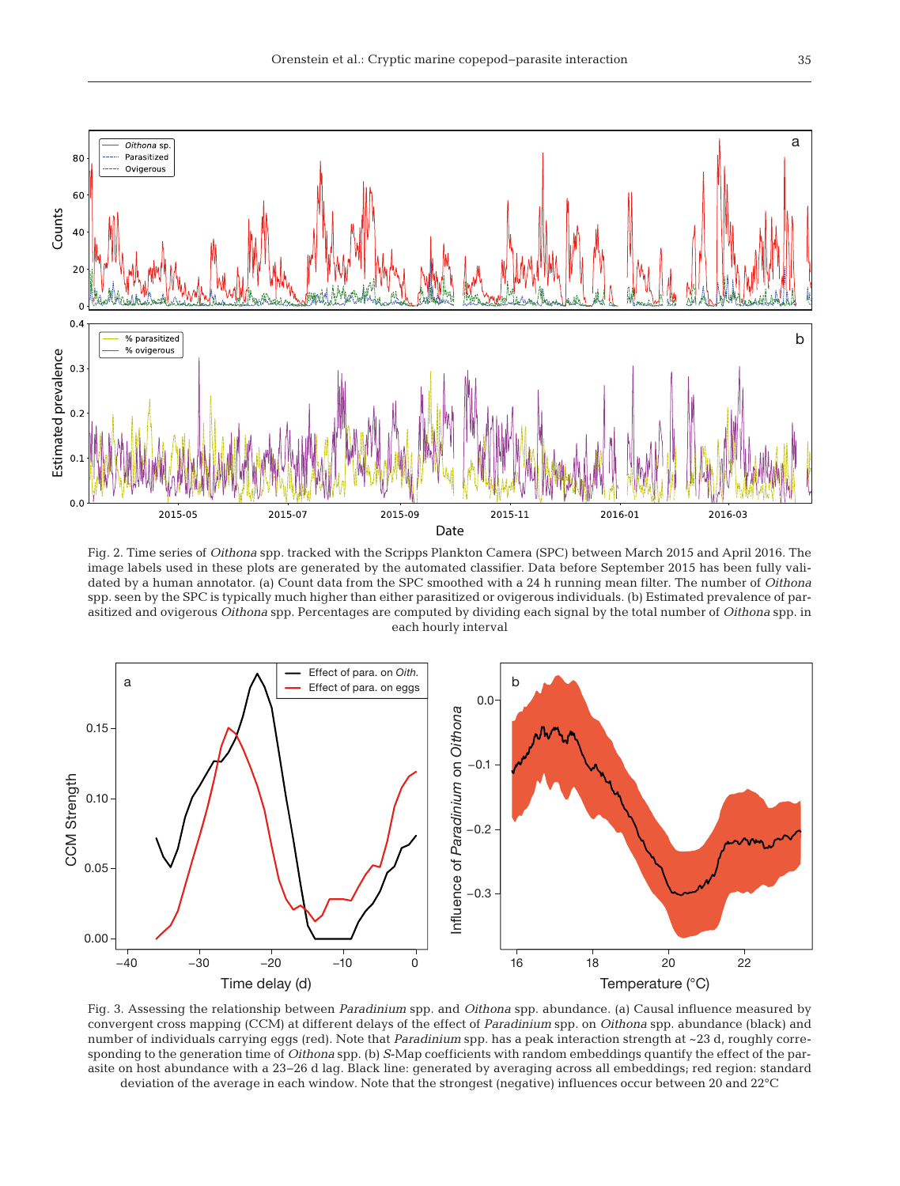Fig. 2. Time series of *Oithona* spp. tracked with the Scripps Plankton Camera (SPC) between March 2015 and April 2016. The image labels used in these plots are generated by the automated classifier. Data before September 2015 has been fully validated by a human annotator. (a) Count data from the SPC smoothed with a 24 h running mean filter. The number of *Oithona* spp. seen by the SPC is typically much higher than either parasitized or ovigerous individuals. (b) Estimated prevalence of parasitized and ovigerous *Oithona* spp. Percentages are computed by dividing each signal by the total number of *Oithona* spp. in each hourly interval

Fig. 3. Assessing the relationship between *Paradinium* spp. and *Oithona* spp. abundance. (a) Causal influence measured by convergent cross mapping (CCM) at different delays of the effect of *Paradinium* spp. on *Oithona* spp. abundance (black) and number of individuals carrying eggs (red). Note that *Paradinium* spp. has a peak interaction strength at ~23 d, roughly corresponding to the generation time of *Oithona* spp. (b) *S*-Map coefficients with random embeddings quantify the effect of the parasite on host abundance with a 23–26 d lag. Black line: generated by averaging across all embeddings; red region: standard deviation of the average in each window. Note that the strongest (negative) influences occur between 20 and 22°C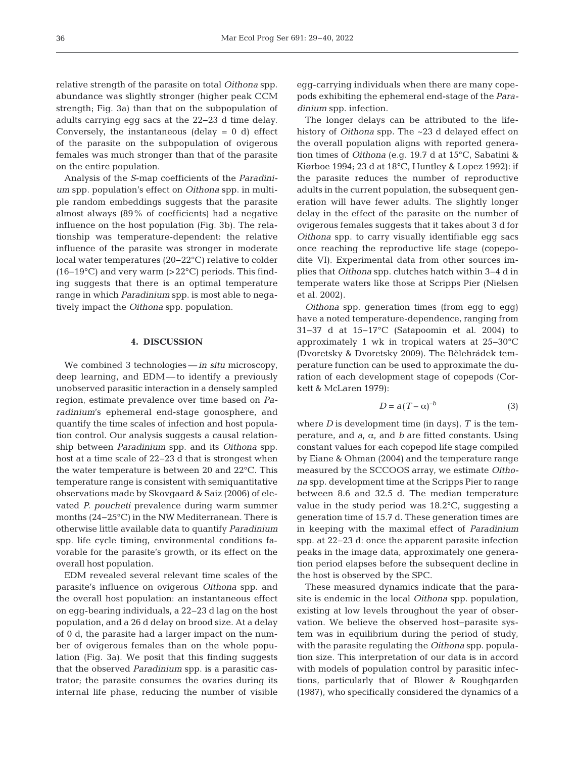relative strength of the parasite on total *Oithona* spp. abundance was slightly stronger (higher peak CCM strength; Fig. 3a) than that on the subpopulation of adults carrying egg sacs at the 22–23 d time delay. Conversely, the instantaneous (delay = 0 d) effect of the parasite on the subpopulation of ovigerous females was much stronger than that of the parasite on the entire population.

Analysis of the *S*-map coefficients of the *Paradinium* spp. population's effect on *Oithona* spp. in multiple random embeddings suggests that the parasite almost always (89% of coefficients) had a negative influence on the host population (Fig. 3b). The relationship was temperature-dependent: the relative influence of the parasite was stronger in moderate local water temperatures (20–22°C) relative to colder (16–19°C) and very warm (>22°C) periods. This finding suggests that there is an optimal temperature range in which *Paradinium* spp. is most able to negatively impact the *Oithona* spp. population.

## 4. DISCUSSION

We combined 3 technologies — *in situ* microscopy, deep learning, and EDM — to identify a previously unobserved parasitic interaction in a densely sampled region, estimate prevalence over time based on *Paradinium*'s ephemeral end-stage gonosphere, and quantify the time scales of infection and host population control. Our analysis suggests a causal relationship between *Paradinium* spp. and its *Oithona* spp. host at a time scale of 22–23 d that is strongest when the water temperature is between 20 and 22°C. This temperature range is consistent with semiquantitative observations made by Skovgaard & Saiz (2006) of elevated *P. poucheti* prevalence during warm summer months (24–25°C) in the NW Mediterranean. There is otherwise little available data to quantify *Paradinium* spp. life cycle timing, environmental conditions favorable for the parasite's growth, or its effect on the overall host population.

EDM revealed several relevant time scales of the parasite's influence on ovigerous *Oithona* spp. and the overall host population: an instantaneous effect on egg-bearing individuals, a 22–23 d lag on the host population, and a 26 d delay on brood size. At a delay of 0 d, the parasite had a larger impact on the number of ovigerous females than on the whole population (Fig. 3a). We posit that this finding suggests that the observed *Paradinium* spp. is a parasitic castrator; the parasite consumes the ovaries during its internal life phase, reducing the number of visible egg-carrying individuals when there are many copepods exhibiting the ephemeral end-stage of the *Paradinium* spp. infection.

The longer delays can be attributed to the life-history of *Oithona* spp. The ~23 d delayed effect on the overall population aligns with reported generation times of *Oithona* (e.g. 19.7 d at 15°C, Sabatini & Kiørboe 1994; 23 d at 18°C, Huntley & Lopez 1992): if the parasite reduces the number of reproductive adults in the current population, the subsequent generation will have fewer adults. The slightly longer delay in the effect of the parasite on the number of ovigerous females suggests that it takes about 3 d for *Oithona* spp. to carry visually identifiable egg sacs once reaching the reproductive life stage (copepodite VI). Experimental data from other sources implies that *Oithona* spp. clutches hatch within 3–4 d in temperate waters like those at Scripps Pier (Nielsen et al. 2002).

*Oithona* spp. generation times (from egg to egg) have a noted temperature-dependence, ranging from 31–37 d at 15–17°C (Satapoomin et al. 2004) to approximately 1 wk in tropical waters at 25–30°C (Dvoretsky & Dvoretsky 2009). The Bělehrádek temperature function can be used to approximate the duration of each development stage of copepods (Corkett & McLaren 1979):

$$D = a(T - \alpha)^{-b} \tag{3}$$

where $D$ is development time (in days), $T$ is the temperature, and $a$, $\alpha$, and $b$ are fitted constants. Using constant values for each copepod life stage compiled by Eiane & Ohman (2004) and the temperature range measured by the SCCOOS array, we estimate *Oithona* spp. development time at the Scripps Pier to range between 8.6 and 32.5 d. The median temperature value in the study period was 18.2°C, suggesting a generation time of 15.7 d. These generation times are in keeping with the maximal effect of *Paradinium* spp. at 22–23 d: once the apparent parasite infection peaks in the image data, approximately one generation period elapses before the subsequent decline in the host is observed by the SPC.

These measured dynamics indicate that the parasite is endemic in the local *Oithona* spp. population, existing at low levels throughout the year of observation. We believe the observed host–parasite system was in equilibrium during the period of study, with the parasite regulating the *Oithona* spp. population size. This interpretation of our data is in accord with models of population control by parasitic infections, particularly that of Blower & Roughgarden (1987), who specifically considered the dynamics of a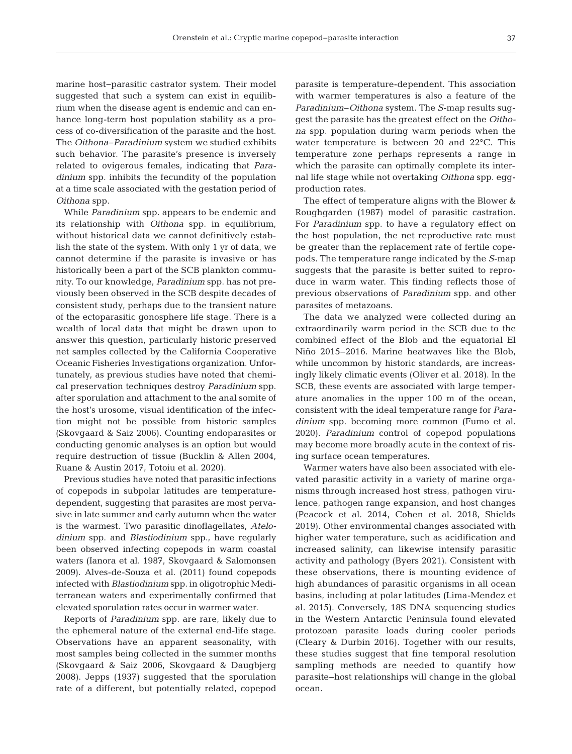marine host–parasitic castrator system. Their model suggested that such a system can exist in equilibrium when the disease agent is endemic and can enhance long-term host population stability as a process of co-diversification of the parasite and the host. The *Oithona*–*Paradinium* system we studied exhibits such behavior. The parasite's presence is inversely related to ovigerous females, indicating that *Paradinium* spp. inhibits the fecundity of the population at a time scale associated with the gestation period of *Oithona* spp.

While *Paradinium* spp. appears to be endemic and its relationship with *Oithona* spp. in equilibrium, without historical data we cannot definitively establish the state of the system. With only 1 yr of data, we cannot determine if the parasite is invasive or has historically been a part of the SCB plankton community. To our knowledge, *Paradinium* spp. has not previously been observed in the SCB despite decades of consistent study, perhaps due to the transient nature of the ectoparasitic gonosphere life stage. There is a wealth of local data that might be drawn upon to answer this question, particularly historic preserved net samples collected by the California Cooperative Oceanic Fisheries Investigations organization. Unfortunately, as previous studies have noted that chemical preservation techniques destroy *Paradinium* spp. after sporulation and attachment to the anal somite of the host's urosome, visual identification of the infection might not be possible from historic samples (Skovgaard & Saiz 2006). Counting endoparasites or conducting genomic analyses is an option but would require destruction of tissue (Bucklin & Allen 2004, Ruane & Austin 2017, Totoiu et al. 2020).

Previous studies have noted that parasitic infections of copepods in subpolar latitudes are temperature-dependent, suggesting that parasites are most pervasive in late summer and early autumn when the water is the warmest. Two parasitic dinoflagellates, *Atelodinium* spp. and *Blastiodinium* spp., have regularly been observed infecting copepods in warm coastal waters (Ianora et al. 1987, Skovgaard & Salomonsen 2009). Alves-de-Souza et al. (2011) found copepods infected with *Blastiodinium* spp. in oligotrophic Mediterranean waters and experimentally confirmed that elevated sporulation rates occur in warmer water.

Reports of *Paradinium* spp. are rare, likely due to the ephemeral nature of the external end-life stage. Observations have an apparent seasonality, with most samples being collected in the summer months (Skovgaard & Saiz 2006, Skovgaard & Daugbjerg 2008). Jepps (1937) suggested that the sporulation rate of a different, but potentially related, copepod parasite is temperature-dependent. This association with warmer temperatures is also a feature of the *Paradinium*–*Oithona* system. The *S*-map results suggest the parasite has the greatest effect on the *Oithona* spp. population during warm periods when the water temperature is between 20 and 22°C. This temperature zone perhaps represents a range in which the parasite can optimally complete its internal life stage while not overtaking *Oithona* spp. egg-production rates.

The effect of temperature aligns with the Blower & Roughgarden (1987) model of parasitic castration. For *Paradinium* spp. to have a regulatory effect on the host population, the net reproductive rate must be greater than the replacement rate of fertile copepods. The temperature range indicated by the *S*-map suggests that the parasite is better suited to reproduce in warm water. This finding reflects those of previous observations of *Paradinium* spp. and other parasites of metazoans.

The data we analyzed were collected during an extraordinarily warm period in the SCB due to the combined effect of the Blob and the equatorial El Niño 2015–2016. Marine heatwaves like the Blob, while uncommon by historic standards, are increasingly likely climatic events (Oliver et al. 2018). In the SCB, these events are associated with large temperature anomalies in the upper 100 m of the ocean, consistent with the ideal temperature range for *Paradinium* spp. becoming more common (Fumo et al. 2020). *Paradinium* control of copepod populations may become more broadly acute in the context of rising surface ocean temperatures.

Warmer waters have also been associated with elevated parasitic activity in a variety of marine organisms through increased host stress, pathogen virulence, pathogen range expansion, and host changes (Peacock et al. 2014, Cohen et al. 2018, Shields 2019). Other environmental changes associated with higher water temperature, such as acidification and increased salinity, can likewise intensify parasitic activity and pathology (Byers 2021). Consistent with these observations, there is mounting evidence of high abundances of parasitic organisms in all ocean basins, including at polar latitudes (Lima-Mendez et al. 2015). Conversely, 18S DNA sequencing studies in the Western Antarctic Peninsula found elevated protozoan parasite loads during cooler periods (Cleary & Durbin 2016). Together with our results, these studies suggest that fine temporal resolution sampling methods are needed to quantify how parasite–host relationships will change in the global ocean.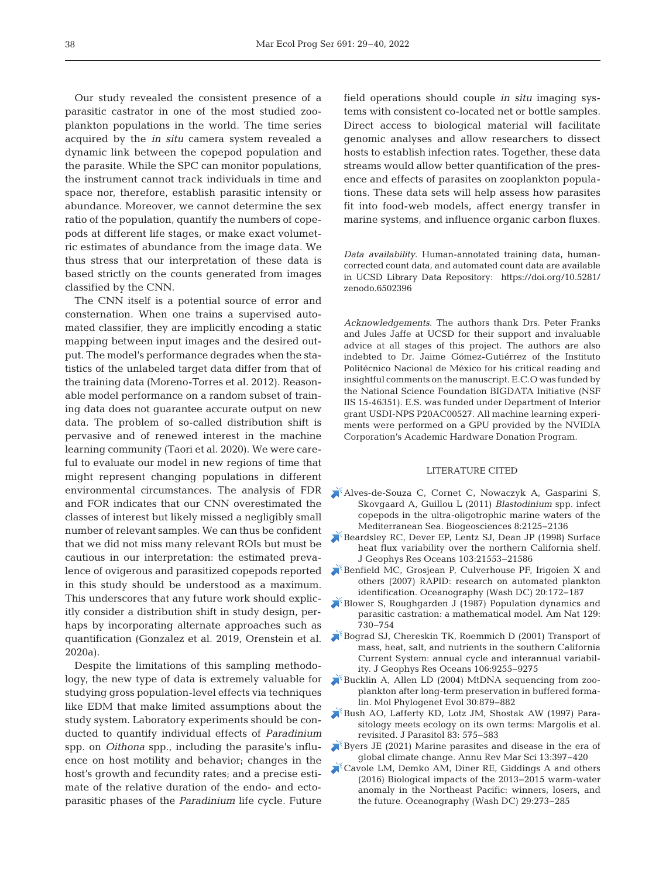Our study revealed the consistent presence of a parasitic castrator in one of the most studied zooplankton populations in the world. The time series acquired by the *in situ* camera system revealed a dynamic link between the copepod population and the parasite. While the SPC can monitor populations, the instrument cannot track individuals in time and space nor, therefore, establish parasitic intensity or abundance. Moreover, we cannot determine the sex ratio of the population, quantify the numbers of copepods at different life stages, or make exact volumetric estimates of abundance from the image data. We thus stress that our interpretation of these data is based strictly on the counts generated from images classified by the CNN.

The CNN itself is a potential source of error and consternation. When one trains a supervised automated classifier, they are implicitly encoding a static mapping between input images and the desired output. The model's performance degrades when the statistics of the unlabeled target data differ from that of the training data (Moreno-Torres et al. 2012). Reasonable model performance on a random subset of training data does not guarantee accurate output on new data. The problem of so-called distribution shift is pervasive and of renewed interest in the machine learning community (Taori et al. 2020). We were careful to evaluate our model in new regions of time that might represent changing populations in different environmental circumstances. The analysis of FDR and FOR indicates that our CNN overestimated the classes of interest but likely missed a negligibly small number of relevant samples. We can thus be confident that we did not miss many relevant ROIs but must be cautious in our interpretation: the estimated prevalence of ovigerous and parasitized copepods reported in this study should be understood as a maximum. This underscores that any future work should explicitly consider a distribution shift in study design, perhaps by incorporating alternate approaches such as quantification (Gonzalez et al. 2019, Orenstein et al. 2020a).

Despite the limitations of this sampling methodology, the new type of data is extremely valuable for studying gross population-level effects via techniques like EDM that make limited assumptions about the study system. Laboratory experiments should be conducted to quantify individual effects of *Paradinium* spp. on *Oithona* spp., including the parasite's influence on host motility and behavior; changes in the host's growth and fecundity rates; and a precise estimate of the relative duration of the endo- and ectoparasitic phases of the *Paradinium* life cycle. Future field operations should couple *in situ* imaging systems with consistent co-located net or bottle samples. Direct access to biological material will facilitate genomic analyses and allow researchers to dissect hosts to establish infection rates. Together, these data streams would allow better quantification of the presence and effects of parasites on zooplankton populations. These data sets will help assess how parasites fit into food-web models, affect energy transfer in marine systems, and influence organic carbon fluxes.

*Data availability*. Human-annotated training data, human-corrected count data, and automated count data are available in UCSD Library Data Repository: https://doi.org/10.5281/zenodo.6502396

*Acknowledgements*. The authors thank Drs. Peter Franks and Jules Jaffe at UCSD for their support and invaluable advice at all stages of this project. The authors are also indebted to Dr. Jaime Gómez-Gutiérrez of the Instituto Politécnico Nacional de México for his critical reading and insightful comments on the manuscript. E.C.O was funded by the National Science Foundation BIGDATA Initiative (NSF IIS 15-46351). E.S. was funded under Department of Interior grant USDI-NPS P20AC00527. All machine learning experiments were performed on a GPU provided by the NVIDIA Corporation's Academic Hardware Donation Program.

## LITERATURE CITED

- Alves-de-Souza C, Cornet C, Nowaczyk A, Gasparini S, Skovgaard A, Guillou L (2011) *Blastodinium* spp. infect copepods in the ultra-oligotrophic marine waters of the Mediterranean Sea. Biogeosciences 8:2125–2136
- Beardsley RC, Dever EP, Lentz SJ, Dean JP (1998) Surface heat flux variability over the northern California shelf. J Geophys Res Oceans 103:21553–21586
- Benfield MC, Grosjean P, Culverhouse PF, Irigoien X and others (2007) RAPID: research on automated plankton identification. Oceanography (Wash DC) 20:172–187
- Blower S, Roughgarden J (1987) Population dynamics and parasitic castration: a mathematical model. Am Nat 129: 730–754
- Bograd SJ, Chereskin TK, Roemmich D (2001) Transport of mass, heat, salt, and nutrients in the southern California Current System: annual cycle and interannual variability. J Geophys Res Oceans 106:9255–9275
- Bucklin A, Allen LD (2004) MtDNA sequencing from zooplankton after long-term preservation in buffered formalin. Mol Phylogenet Evol 30:879–882
- Bush AO, Lafferty KD, Lotz JM, Shostak AW (1997) Parasitology meets ecology on its own terms: Margolis et al. revisited. J Parasitol 83: 575–583
- Byers JE (2021) Marine parasites and disease in the era of global climate change. Annu Rev Mar Sci 13:397–420
- Cavole LM, Demko AM, Diner RE, Giddings A and others (2016) Biological impacts of the 2013–2015 warm-water anomaly in the Northeast Pacific: winners, losers, and the future. Oceanography (Wash DC) 29:273–285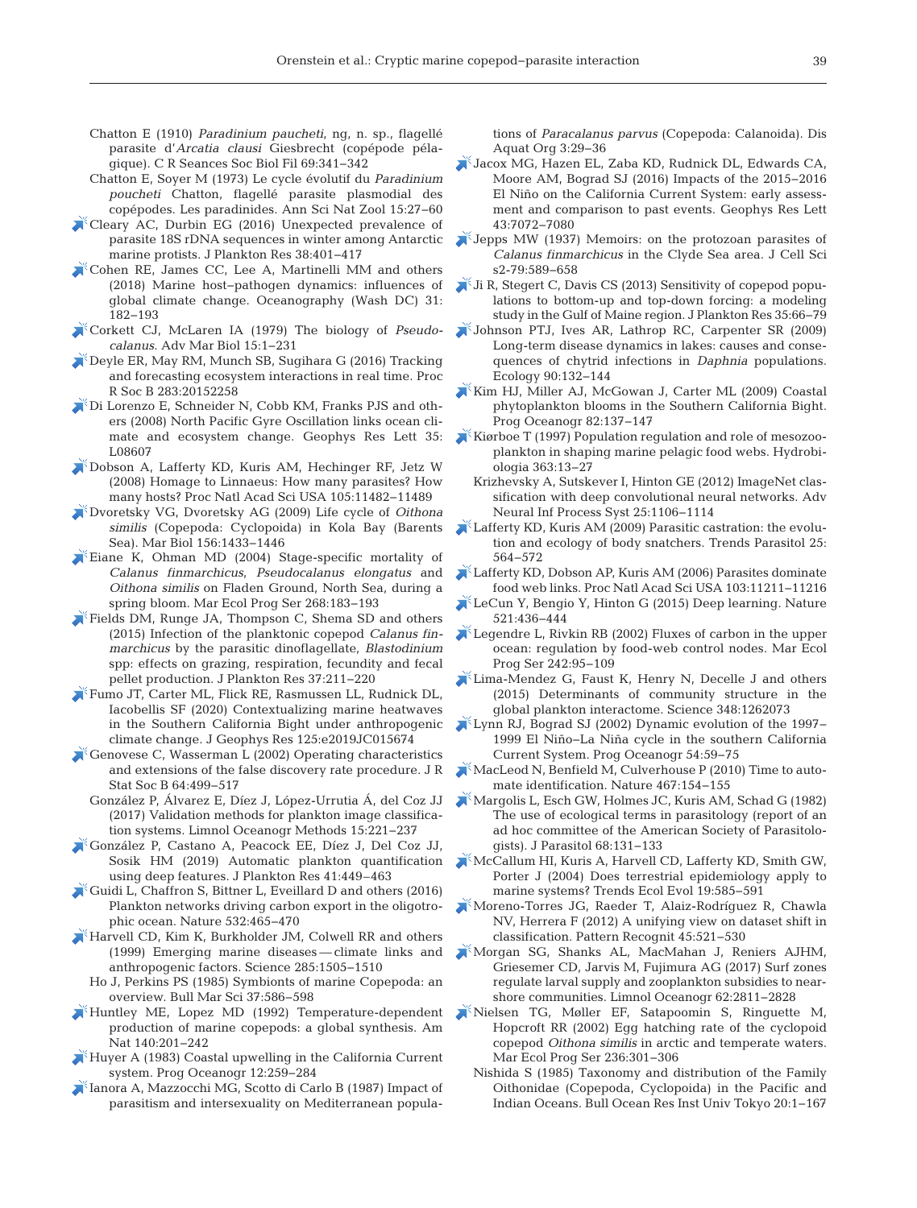Chatton E (1910) *Paradinium paucheti*, ng, n. sp., flagellé parasite d'*Arcatia clausi* Giesbrecht (copépode pélagique). C R Seances Soc Biol Fil 69:341–342

Chatton E, Soyer M (1973) Le cycle évolutif du *Paradinium poucheti* Chatton, flagellé parasite plasmodial des copépodes. Les paradinides. Ann Sci Nat Zool 15:27–60

Cleary AC, Durbin EG (2016) Unexpected prevalence of parasite 18S rDNA sequences in winter among Antarctic marine protists. J Plankton Res 38:401–417

Cohen RE, James CC, Lee A, Martinelli MM and others (2018) Marine host–pathogen dynamics: influences of global climate change. Oceanography (Wash DC) 31: 182–193

Corkett CJ, McLaren IA (1979) The biology of *Pseudocalanus*. Adv Mar Biol 15:1–231

Deyle ER, May RM, Munch SB, Sugihara G (2016) Tracking and forecasting ecosystem interactions in real time. Proc R Soc B 283:20152258

Di Lorenzo E, Schneider N, Cobb KM, Franks PJS and others (2008) North Pacific Gyre Oscillation links ocean climate and ecosystem change. Geophys Res Lett 35: L08607

Dobson A, Lafferty KD, Kuris AM, Hechinger RF, Jetz W (2008) Homage to Linnaeus: How many parasites? How many hosts? Proc Natl Acad Sci USA 105:11482–11489

Dvoretsky VG, Dvoretsky AG (2009) Life cycle of *Oithona similis* (Copepoda: Cyclopoida) in Kola Bay (Barents Sea). Mar Biol 156:1433–1446

Eiane K, Ohman MD (2004) Stage-specific mortality of *Calanus finmarchicus*, *Pseudocalanus elongatus* and *Oithona similis* on Fladen Ground, North Sea, during a spring bloom. Mar Ecol Prog Ser 268:183–193

Fields DM, Runge JA, Thompson C, Shema SD and others (2015) Infection of the planktonic copepod *Calanus finmarchicus* by the parasitic dinoflagellate, *Blastodinium* spp: effects on grazing, respiration, fecundity and fecal pellet production. J Plankton Res 37:211–220

Fumo JT, Carter ML, Flick RE, Rasmussen LL, Rudnick DL, Iacobellis SF (2020) Contextualizing marine heatwaves in the Southern California Bight under anthropogenic climate change. J Geophys Res 125:e2019JC015674

Genovese C, Wasserman L (2002) Operating characteristics and extensions of the false discovery rate procedure. J R Stat Soc B 64:499–517

González P, Álvarez E, Díez J, López-Urrutia Á, del Coz JJ (2017) Validation methods for plankton image classification systems. Limnol Oceanogr Methods 15:221–237

González P, Castano A, Peacock EE, Díez J, Del Coz JJ, Sosik HM (2019) Automatic plankton quantification using deep features. J Plankton Res 41:449–463

Guidi L, Chaffron S, Bittner L, Eveillard D and others (2016) Plankton networks driving carbon export in the oligotrophic ocean. Nature 532:465–470

Harvell CD, Kim K, Burkholder JM, Colwell RR and others (1999) Emerging marine diseases — climate links and anthropogenic factors. Science 285:1505–1510

Ho J, Perkins PS (1985) Symbionts of marine Copepoda: an overview. Bull Mar Sci 37:586–598

Huntley ME, Lopez MD (1992) Temperature-dependent production of marine copepods: a global synthesis. Am Nat 140:201–242

Huyer A (1983) Coastal upwelling in the California Current system. Prog Oceanogr 12:259–284

Ianora A, Mazzocchi MG, Scotto di Carlo B (1987) Impact of parasitism and intersexuality on Mediterranean populations of *Paracalanus parvus* (Copepoda: Calanoida). Dis Aquat Org 3:29–36

Jacox MG, Hazen EL, Zaba KD, Rudnick DL, Edwards CA, Moore AM, Bograd SJ (2016) Impacts of the 2015–2016 El Niño on the California Current System: early assessment and comparison to past events. Geophys Res Lett 43:7072–7080

Jepps MW (1937) Memoirs: on the protozoan parasites of *Calanus finmarchicus* in the Clyde Sea area. J Cell Sci s2-79:589–658

Ji R, Stegert C, Davis CS (2013) Sensitivity of copepod populations to bottom-up and top-down forcing: a modeling study in the Gulf of Maine region. J Plankton Res 35:66–79

Johnson PTJ, Ives AR, Lathrop RC, Carpenter SR (2009) Long-term disease dynamics in lakes: causes and consequences of chytrid infections in *Daphnia* populations. Ecology 90:132–144

Kim HJ, Miller AJ, McGowan J, Carter ML (2009) Coastal phytoplankton blooms in the Southern California Bight. Prog Oceanogr 82:137–147

Kiørboe T (1997) Population regulation and role of mesozooplankton in shaping marine pelagic food webs. Hydrobiologia 363:13–27

Krizhevsky A, Sutskever I, Hinton GE (2012) ImageNet classification with deep convolutional neural networks. Adv Neural Inf Process Syst 25:1106–1114

Lafferty KD, Kuris AM (2009) Parasitic castration: the evolution and ecology of body snatchers. Trends Parasitol 25: 564–572

Lafferty KD, Dobson AP, Kuris AM (2006) Parasites dominate food web links. Proc Natl Acad Sci USA 103:11211–11216

LeCun Y, Bengio Y, Hinton G (2015) Deep learning. Nature 521:436–444

Legendre L, Rivkin RB (2002) Fluxes of carbon in the upper ocean: regulation by food-web control nodes. Mar Ecol Prog Ser 242:95–109

Lima-Mendez G, Faust K, Henry N, Decelle J and others (2015) Determinants of community structure in the global plankton interactome. Science 348:1262073

Lynn RJ, Bograd SJ (2002) Dynamic evolution of the 1997–1999 El Niño–La Niña cycle in the southern California Current System. Prog Oceanogr 54:59–75

MacLeod N, Benfield M, Culverhouse P (2010) Time to automate identification. Nature 467:154–155

Margolis L, Esch GW, Holmes JC, Kuris AM, Schad G (1982) The use of ecological terms in parasitology (report of an ad hoc committee of the American Society of Parasitologists). J Parasitol 68:131–133

McCallum HI, Kuris A, Harvell CD, Lafferty KD, Smith GW, Porter J (2004) Does terrestrial epidemiology apply to marine systems? Trends Ecol Evol 19:585–591

Moreno-Torres JG, Raeder T, Alaiz-Rodríguez R, Chawla NV, Herrera F (2012) A unifying view on dataset shift in classification. Pattern Recognit 45:521–530

Morgan SG, Shanks AL, MacMahan J, Reniers AJHM, Griesemer CD, Jarvis M, Fujimura AG (2017) Surf zones regulate larval supply and zooplankton subsidies to nearshore communities. Limnol Oceanogr 62:2811–2828

Nielsen TG, Møller EF, Satapoomin S, Ringuette M, Hopcroft RR (2002) Egg hatching rate of the cyclopoid copepod *Oithona similis* in arctic and temperate waters. Mar Ecol Prog Ser 236:301–306

Nishida S (1985) Taxonomy and distribution of the Family Oithonidae (Copepoda, Cyclopoida) in the Pacific and Indian Oceans. Bull Ocean Res Inst Univ Tokyo 20:1–167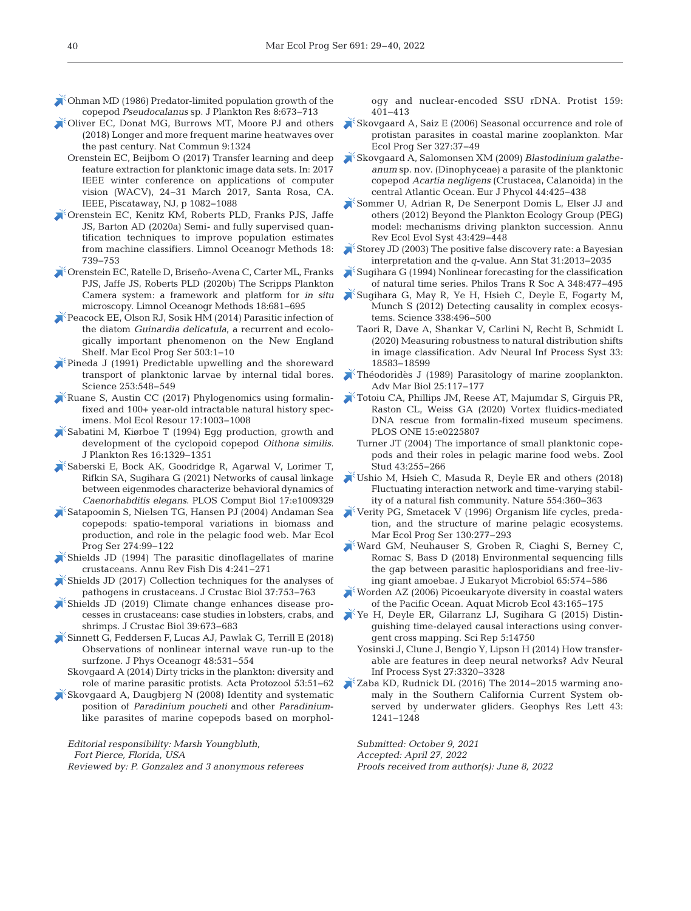Ohman MD (1986) Predator-limited population growth of the copepod *Pseudocalanus* sp. J Plankton Res 8:673–713

Oliver EC, Donat MG, Burrows MT, Moore PJ and others (2018) Longer and more frequent marine heatwaves over the past century. Nat Commun 9:1324

Orenstein EC, Beijbom O (2017) Transfer learning and deep feature extraction for planktonic image data sets. In: 2017 IEEE winter conference on applications of computer vision (WACV), 24–31 March 2017, Santa Rosa, CA. IEEE, Piscataway, NJ, p 1082–1088

Orenstein EC, Kenitz KM, Roberts PLD, Franks PJS, Jaffe JS, Barton AD (2020a) Semi- and fully supervised quantification techniques to improve population estimates from machine classifiers. Limnol Oceanogr Methods 18: 739–753

Orenstein EC, Ratelle D, Briseño-Avena C, Carter ML, Franks PJS, Jaffe JS, Roberts PLD (2020b) The Scripps Plankton Camera system: a framework and platform for *in situ* microscopy. Limnol Oceanogr Methods 18:681–695

Peacock EE, Olson RJ, Sosik HM (2014) Parasitic infection of the diatom *Guinardia delicatula*, a recurrent and ecologically important phenomenon on the New England Shelf. Mar Ecol Prog Ser 503:1–10

Pineda J (1991) Predictable upwelling and the shoreward transport of planktonic larvae by internal tidal bores. Science 253:548–549

Ruane S, Austin CC (2017) Phylogenomics using formalin-fixed and 100+ year-old intractable natural history specimens. Mol Ecol Resour 17:1003–1008

Sabatini M, Kiørboe T (1994) Egg production, growth and development of the cyclopoid copepod *Oithona similis*. J Plankton Res 16:1329–1351

Saberski E, Bock AK, Goodridge R, Agarwal V, Lorimer T, Rifkin SA, Sugihara G (2021) Networks of causal linkage between eigenmodes characterize behavioral dynamics of *Caenorhabditis elegans*. PLOS Comput Biol 17:e1009329

Satapoomin S, Nielsen TG, Hansen PJ (2004) Andaman Sea copepods: spatio-temporal variations in biomass and production, and role in the pelagic food web. Mar Ecol Prog Ser 274:99–122

Shields JD (1994) The parasitic dinoflagellates of marine crustaceans. Annu Rev Fish Dis 4:241–271

Shields JD (2017) Collection techniques for the analyses of pathogens in crustaceans. J Crustac Biol 37:753–763

Shields JD (2019) Climate change enhances disease processes in crustaceans: case studies in lobsters, crabs, and shrimps. J Crustac Biol 39:673–683

Sinnett G, Feddersen F, Lucas AJ, Pawlak G, Terrill E (2018) Observations of nonlinear internal wave run-up to the surfzone. J Phys Oceanogr 48:531–554

Skovgaard A (2014) Dirty tricks in the plankton: diversity and role of marine parasitic protists. Acta Protozool 53:51–62

Skovgaard A, Daugbjerg N (2008) Identity and systematic position of *Paradinium poucheti* and other *Paradinium*-like parasites of marine copepods based on morphology and nuclear-encoded SSU rDNA. Protist 159: 401–413

Skovgaard A, Saiz E (2006) Seasonal occurrence and role of protistan parasites in coastal marine zooplankton. Mar Ecol Prog Ser 327:37–49

Skovgaard A, Salomonsen XM (2009) *Blastodinium galatheanum* sp. nov. (Dinophyceae) a parasite of the planktonic copepod *Acartia negligens* (Crustacea, Calanoida) in the central Atlantic Ocean. Eur J Phycol 44:425–438

Sommer U, Adrian R, De Senerpont Domis L, Elser JJ and others (2012) Beyond the Plankton Ecology Group (PEG) model: mechanisms driving plankton succession. Annu Rev Ecol Evol Syst 43:429–448

Storey JD (2003) The positive false discovery rate: a Bayesian interpretation and the *q*-value. Ann Stat 31:2013–2035

Sugihara G (1994) Nonlinear forecasting for the classification of natural time series. Philos Trans R Soc A 348:477–495

Sugihara G, May R, Ye H, Hsieh C, Deyle E, Fogarty M, Munch S (2012) Detecting causality in complex ecosystems. Science 338:496–500

Taori R, Dave A, Shankar V, Carlini N, Recht B, Schmidt L (2020) Measuring robustness to natural distribution shifts in image classification. Adv Neural Inf Process Syst 33: 18583–18599

Théodoridès J (1989) Parasitology of marine zooplankton. Adv Mar Biol 25:117–177

Totoiu CA, Phillips JM, Reese AT, Majumdar S, Girguis PR, Raston CL, Weiss GA (2020) Vortex fluidics-mediated DNA rescue from formalin-fixed museum specimens. PLOS ONE 15:e0225807

Turner JT (2004) The importance of small planktonic copepods and their roles in pelagic marine food webs. Zool Stud 43:255–266

Ushio M, Hsieh C, Masuda R, Deyle ER and others (2018) Fluctuating interaction network and time-varying stability of a natural fish community. Nature 554:360–363

Verity PG, Smetacek V (1996) Organism life cycles, predation, and the structure of marine pelagic ecosystems. Mar Ecol Prog Ser 130:277–293

Ward GM, Neuhauser S, Groben R, Ciaghi S, Berney C, Romac S, Bass D (2018) Environmental sequencing fills the gap between parasitic haplosporidians and free-living giant amoebae. J Eukaryot Microbiol 65:574–586

Worden AZ (2006) Picoeukaryote diversity in coastal waters of the Pacific Ocean. Aquat Microb Ecol 43:165–175

Ye H, Deyle ER, Gilarranz LJ, Sugihara G (2015) Distinguishing time-delayed causal interactions using convergent cross mapping. Sci Rep 5:14750

Yosinski J, Clune J, Bengio Y, Lipson H (2014) How transferable are features in deep neural networks? Adv Neural Inf Process Syst 27:3320–3328

Zaba KD, Rudnick DL (2016) The 2014–2015 warming anomaly in the Southern California Current System observed by underwater gliders. Geophys Res Lett 43: 1241–1248

*Editorial responsibility: Marsh Youngbluth, Fort Pierce, Florida, USA*
*Reviewed by: P. Gonzalez and 3 anonymous referees*

*Submitted: October 9, 2021*
*Accepted: April 27, 2022*
*Proofs received from author(s): June 8, 2022*